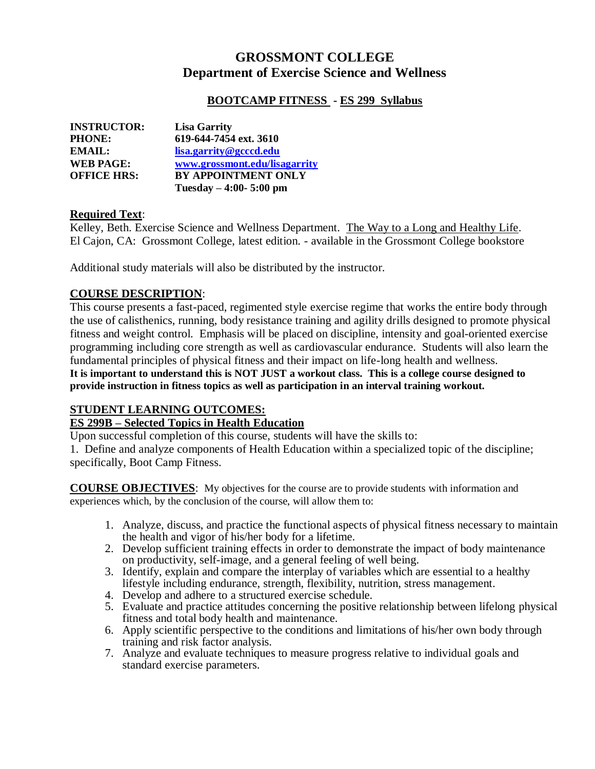# GROSSMONT COLLEGE
## Department of Exercise Science and Wellness

### BOOTCAMP FITNESS - ES 299 Syllabus

**INSTRUCTOR:** **Lisa Garrity**
**PHONE:** **619-644-7454 ext. 3610**
**EMAIL:** **lisa.garrity@gcccd.edu**
**WEB PAGE:** **www.grossmont.edu/lisagarrity**
**OFFICE HRS:** **BY APPOINTMENT ONLY**
**Tuesday – 4:00- 5:00 pm**

**Required Text**:
Kelley, Beth. Exercise Science and Wellness Department. The Way to a Long and Healthy Life. El Cajon, CA: Grossmont College, latest edition. - available in the Grossmont College bookstore

Additional study materials will also be distributed by the instructor.

**COURSE DESCRIPTION**:
This course presents a fast-paced, regimented style exercise regime that works the entire body through the use of calisthenics, running, body resistance training and agility drills designed to promote physical fitness and weight control. Emphasis will be placed on discipline, intensity and goal-oriented exercise programming including core strength as well as cardiovascular endurance. Students will also learn the fundamental principles of physical fitness and their impact on life-long health and wellness.
**It is important to understand this is NOT JUST a workout class. This is a college course designed to provide instruction in fitness topics as well as participation in an interval training workout.**

**STUDENT LEARNING OUTCOMES:**
**ES 299B – Selected Topics in Health Education**
Upon successful completion of this course, students will have the skills to:
1. Define and analyze components of Health Education within a specialized topic of the discipline; specifically, Boot Camp Fitness.

**COURSE OBJECTIVES**: My objectives for the course are to provide students with information and experiences which, by the conclusion of the course, will allow them to:

1. Analyze, discuss, and practice the functional aspects of physical fitness necessary to maintain the health and vigor of his/her body for a lifetime.
2. Develop sufficient training effects in order to demonstrate the impact of body maintenance on productivity, self-image, and a general feeling of well being.
3. Identify, explain and compare the interplay of variables which are essential to a healthy lifestyle including endurance, strength, flexibility, nutrition, stress management.
4. Develop and adhere to a structured exercise schedule.
5. Evaluate and practice attitudes concerning the positive relationship between lifelong physical fitness and total body health and maintenance.
6. Apply scientific perspective to the conditions and limitations of his/her own body through training and risk factor analysis.
7. Analyze and evaluate techniques to measure progress relative to individual goals and standard exercise parameters.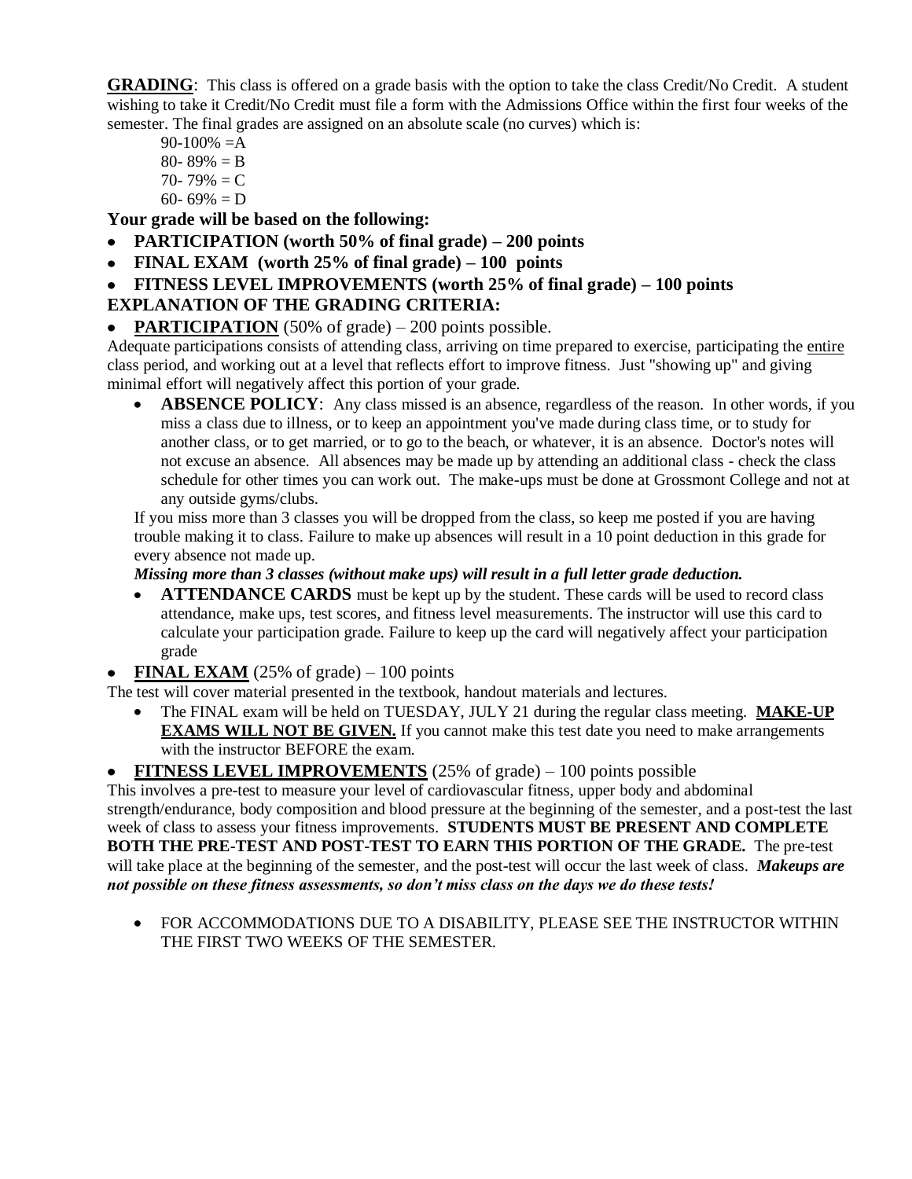**GRADING**: This class is offered on a grade basis with the option to take the class Credit/No Credit. A student wishing to take it Credit/No Credit must file a form with the Admissions Office within the first four weeks of the semester. The final grades are assigned on an absolute scale (no curves) which is:

90-100% =A
80- 89% = B
70- 79% = C
60- 69% = D

**Your grade will be based on the following:**

- **PARTICIPATION (worth 50% of final grade) – 200 points**
- **FINAL EXAM (worth 25% of final grade) – 100 points**
- **FITNESS LEVEL IMPROVEMENTS (worth 25% of final grade) – 100 points**

**EXPLANATION OF THE GRADING CRITERIA:**

- **PARTICIPATION** (50% of grade) – 200 points possible.

Adequate participations consists of attending class, arriving on time prepared to exercise, participating the entire class period, and working out at a level that reflects effort to improve fitness. Just "showing up" and giving minimal effort will negatively affect this portion of your grade.

- **ABSENCE POLICY**: Any class missed is an absence, regardless of the reason. In other words, if you miss a class due to illness, or to keep an appointment you've made during class time, or to study for another class, or to get married, or to go to the beach, or whatever, it is an absence. Doctor's notes will not excuse an absence. All absences may be made up by attending an additional class - check the class schedule for other times you can work out. The make-ups must be done at Grossmont College and not at any outside gyms/clubs.

If you miss more than 3 classes you will be dropped from the class, so keep me posted if you are having trouble making it to class. Failure to make up absences will result in a 10 point deduction in this grade for every absence not made up.

***Missing more than 3 classes (without make ups) will result in a full letter grade deduction.***

- **ATTENDANCE CARDS** must be kept up by the student. These cards will be used to record class attendance, make ups, test scores, and fitness level measurements. The instructor will use this card to calculate your participation grade. Failure to keep up the card will negatively affect your participation grade

- **FINAL EXAM** (25% of grade) – 100 points

The test will cover material presented in the textbook, handout materials and lectures.

- The FINAL exam will be held on TUESDAY, JULY 21 during the regular class meeting. **MAKE-UP EXAMS WILL NOT BE GIVEN.** If you cannot make this test date you need to make arrangements with the instructor BEFORE the exam.

- **FITNESS LEVEL IMPROVEMENTS** (25% of grade) – 100 points possible

This involves a pre-test to measure your level of cardiovascular fitness, upper body and abdominal strength/endurance, body composition and blood pressure at the beginning of the semester, and a post-test the last week of class to assess your fitness improvements. **STUDENTS MUST BE PRESENT AND COMPLETE BOTH THE PRE-TEST AND POST-TEST TO EARN THIS PORTION OF THE GRADE.** The pre-test will take place at the beginning of the semester, and the post-test will occur the last week of class. ***Makeups are not possible on these fitness assessments, so don't miss class on the days we do these tests!***

- FOR ACCOMMODATIONS DUE TO A DISABILITY, PLEASE SEE THE INSTRUCTOR WITHIN THE FIRST TWO WEEKS OF THE SEMESTER.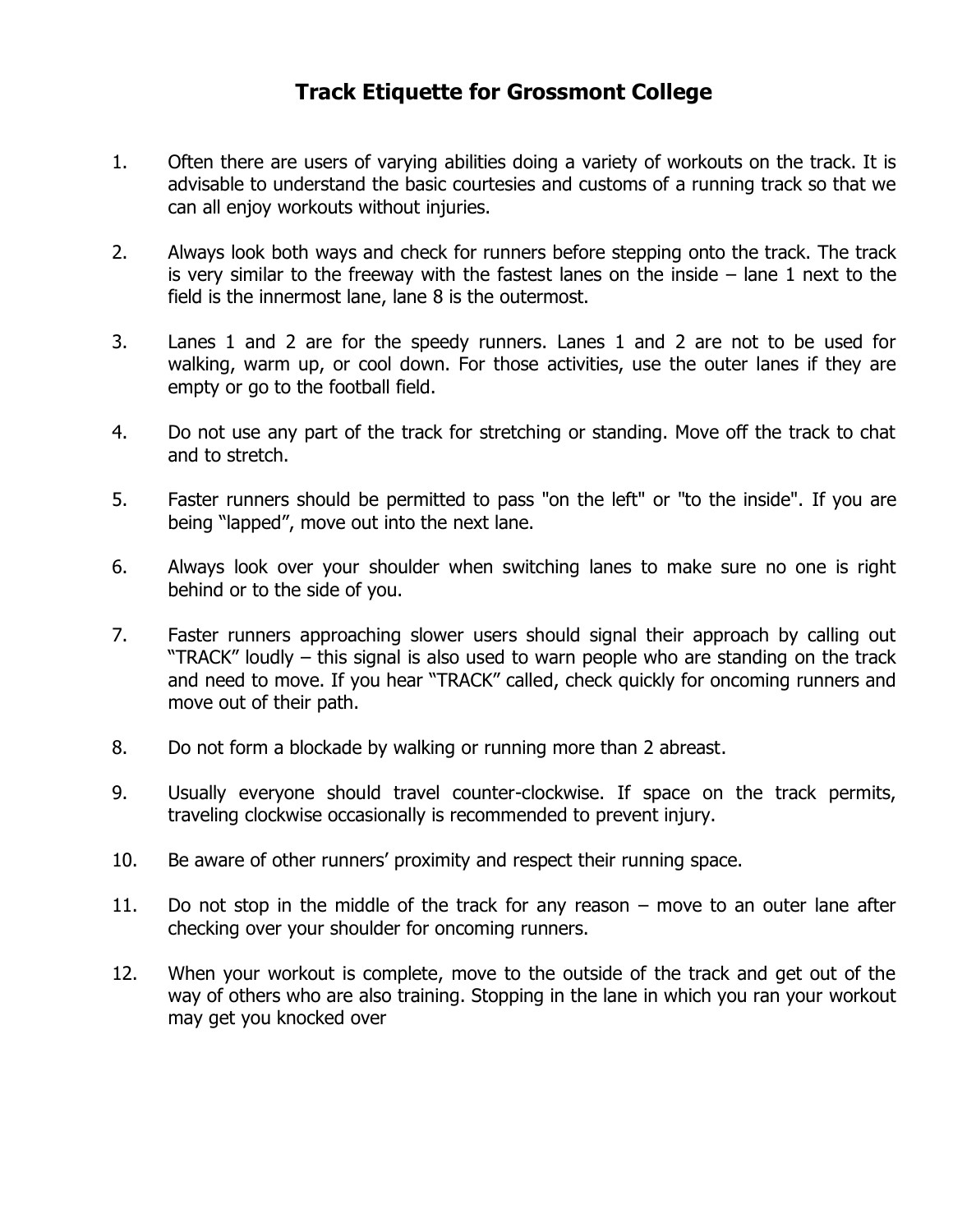# Track Etiquette for Grossmont College

1. Often there are users of varying abilities doing a variety of workouts on the track. It is advisable to understand the basic courtesies and customs of a running track so that we can all enjoy workouts without injuries.

2. Always look both ways and check for runners before stepping onto the track. The track is very similar to the freeway with the fastest lanes on the inside – lane 1 next to the field is the innermost lane, lane 8 is the outermost.

3. Lanes 1 and 2 are for the speedy runners. Lanes 1 and 2 are not to be used for walking, warm up, or cool down. For those activities, use the outer lanes if they are empty or go to the football field.

4. Do not use any part of the track for stretching or standing. Move off the track to chat and to stretch.

5. Faster runners should be permitted to pass "on the left" or "to the inside". If you are being "lapped", move out into the next lane.

6. Always look over your shoulder when switching lanes to make sure no one is right behind or to the side of you.

7. Faster runners approaching slower users should signal their approach by calling out "TRACK" loudly – this signal is also used to warn people who are standing on the track and need to move. If you hear "TRACK" called, check quickly for oncoming runners and move out of their path.

8. Do not form a blockade by walking or running more than 2 abreast.

9. Usually everyone should travel counter-clockwise. If space on the track permits, traveling clockwise occasionally is recommended to prevent injury.

10. Be aware of other runners' proximity and respect their running space.

11. Do not stop in the middle of the track for any reason – move to an outer lane after checking over your shoulder for oncoming runners.

12. When your workout is complete, move to the outside of the track and get out of the way of others who are also training. Stopping in the lane in which you ran your workout may get you knocked over